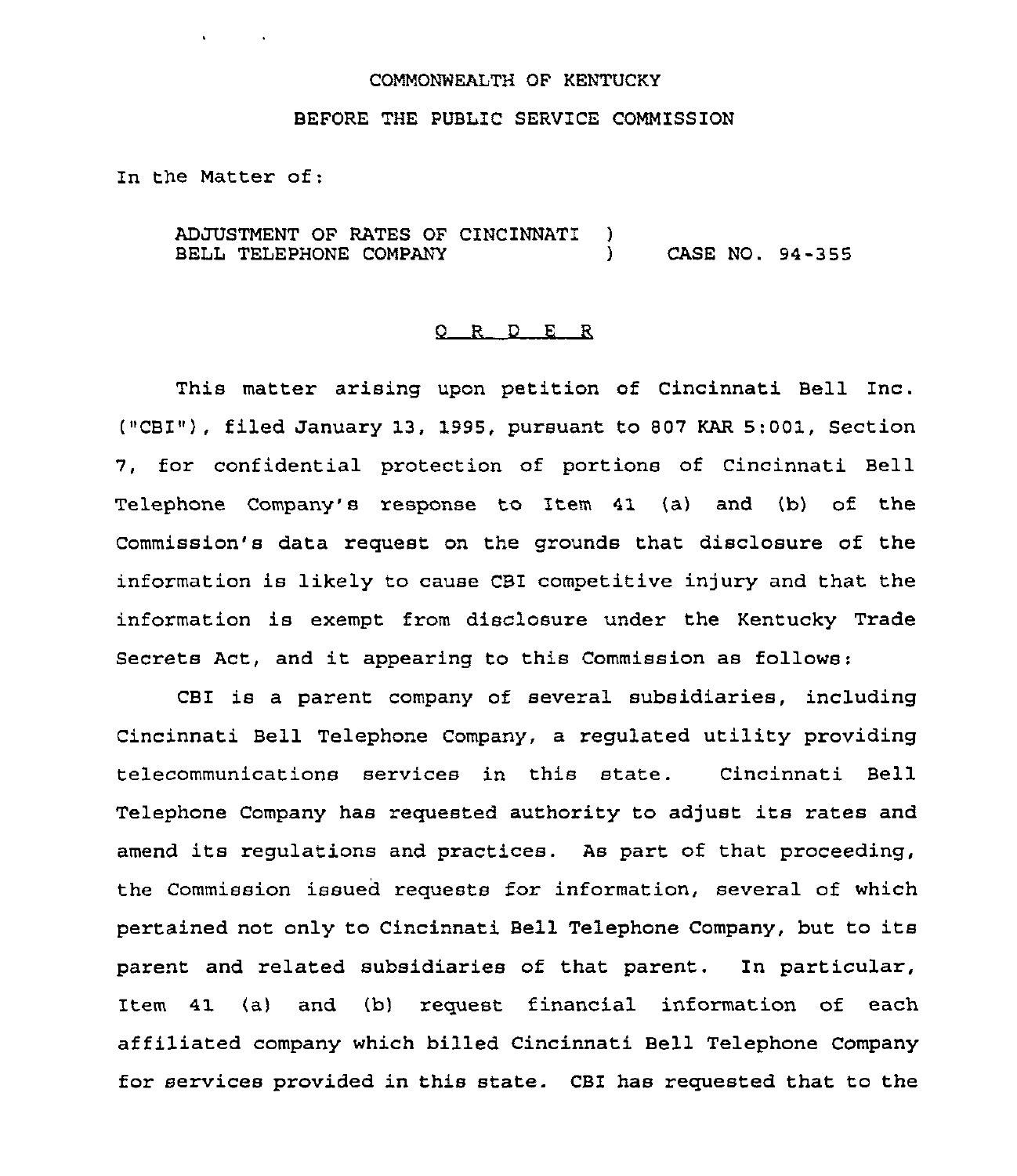COMMONWEALTH OF KENTUCKY

BEFORE THE PUBLIC SERVICE COMMISSION

In the Matter of:

ADJUSTMENT OF RATES OF CINCINNATI BELL TELEPHONE COMPANY ) CASE NO. 94-355

O R D E R

This matter arising upon petition of Cincinnati Bell Inc. ("CBI"), filed January 13, 1995, pursuant to 807 KAR 5:001, Section 7, for confidential protection of portions of Cincinnati Bell Telephone Company's response to Item 41 (a) and (b) of the Commission's data request on the grounds that disclosure of the information is likely to cause CBI competitive injury and that the information is exempt from disclosure under the Kentucky Trade Secrets Act, and it appearing to this Commission as follows:

CBI is a parent company of several subsidiaries, including Cincinnati Bell Telephone Company, a regulated utility providing telecommunications services in this state. Cincinnati Bell Telephone Company has requested authority to adjust its rates and amend its regulations and practices. As part of that proceeding, the Commission issued requests for information, several of which pertained not only to Cincinnati Bell Telephone Company, but to its parent and related subsidiaries of that parent. In particular, Item 41 (a) and (b) request financial information of each affiliated company which billed Cincinnati Bell Telephone Company for services provided in this state. CBI has requested that to the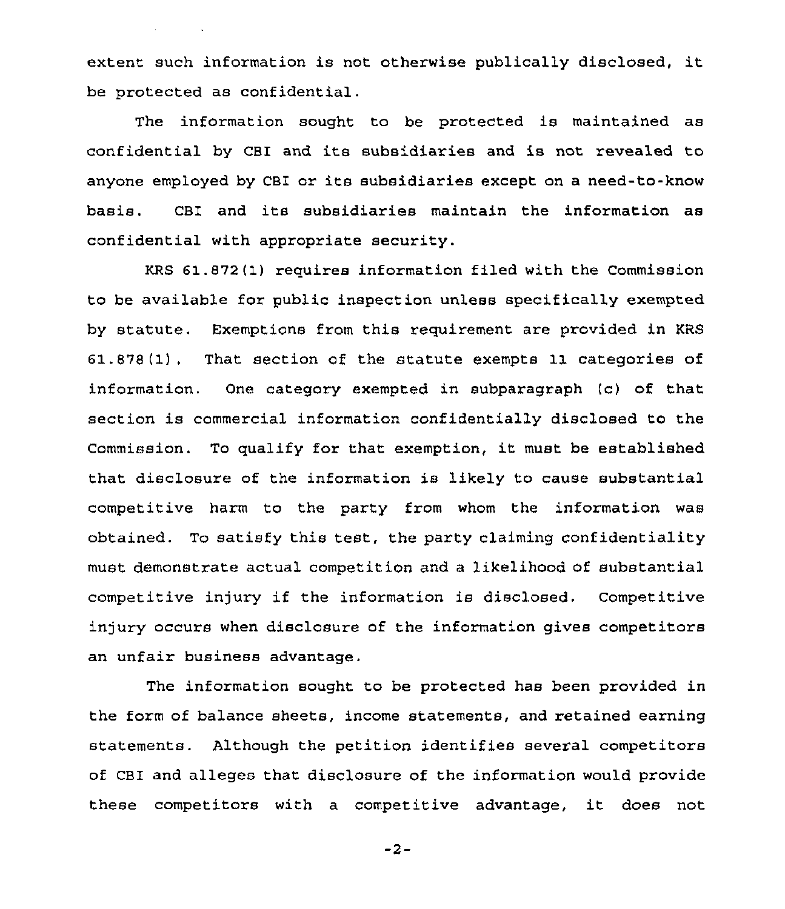extent such information is not otherwise publically disclosed, it be protected as confidential.

The information sought to be protected is maintained as confidential by CBI and its subsidiaries and is not revealed to anyone employed by CBI or its subsidiaries except on a need-to-know basis. CBI and its subsidiaries maintain the information as confidential with appropriate security.

KRS 61.872(1) requires information filed with the Commission to be available for public inspection unless specifically exempted by statute. Exemptions from this requirement are provided in KRS 61.878(1). That section of the statute exempts 11 categories of information. One category exempted in subparagraph (c) of that section is commercial information confidentially disclosed to the Commission. To qualify for that exemption, it must be established that disclosure of the information is likely to cause substantial competitive harm to the party from whom the information was obtained. To satisfy this test, the party claiming confidentiality must demonstrate actual competition and a likelihood of substantial competitive injury if the information is disclosed. Competitive injury occurs when disclosure of the information gives competitors an unfair business advantage.

The information sought to be protected has been provided in the form of balance sheets, income statements, and retained earning statements. Although the petition identifies several competitors of CBI and alleges that disclosure of the information would provide these competitors with a competitive advantage, it does not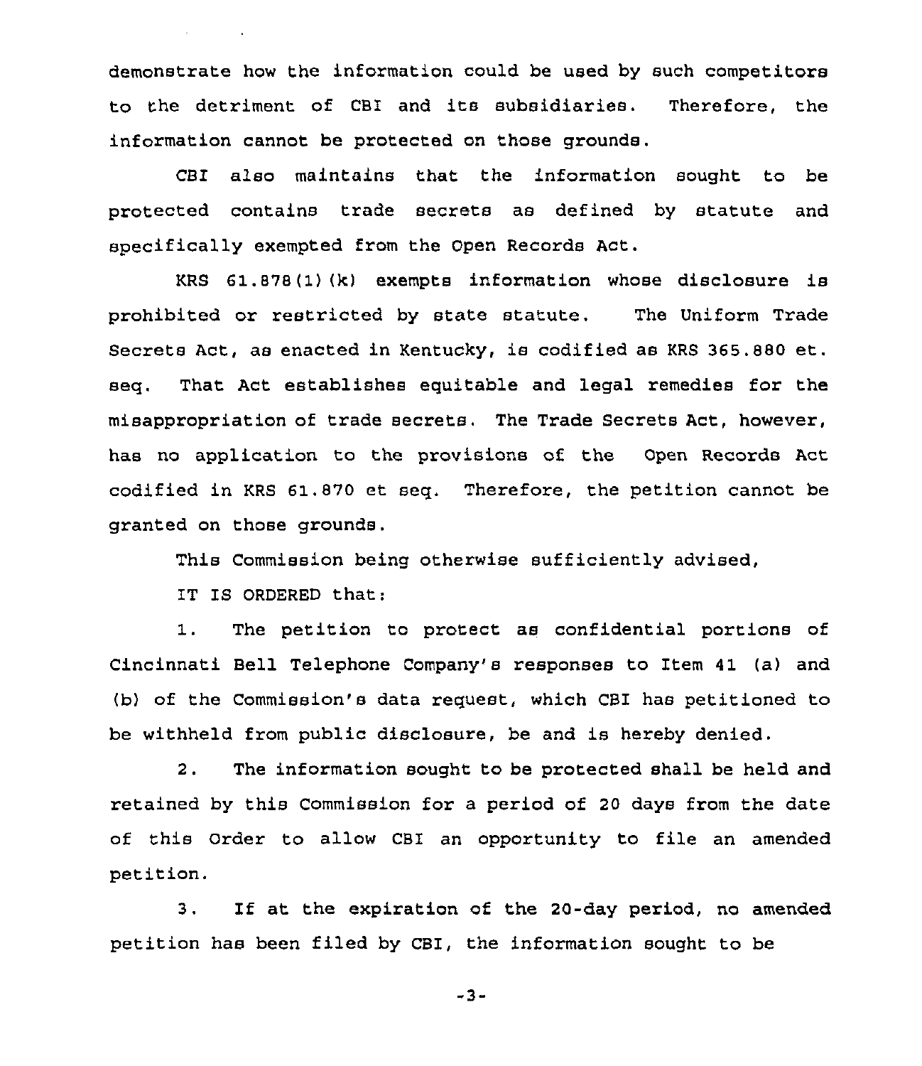demonstrate how the information could be used by such competitors to the detriment of CBI and its subsidiaries. Therefore, the information cannot be protected on those grounds.

CBI also maintains that the information sought to be protected contains trade secrets as defined by statute and specifically exempted from the Open Records Act.

KRS 61.878(1)(k) exempts information whose disclosure is prohibited or restricted by state statute. The Uniform Trade Secrets Act, as enacted in Kentucky, is codified as KRS 365.880 et. seq. That Act establishes equitable and legal remedies for the misappropriation of trade secrets. The Trade Secrets Act, however, has no application to the provisions of the Open Records Act codified in KRS 61.870 et seq. Therefore, the petition cannot be granted on those grounds.

This Commission being otherwise sufficiently advised,

IT IS ORDERED that:

1. The petition to protect as confidential portions of Cincinnati Bell Telephone Company's responses to Item 41 (a) and (b) of the Commission's data request, which CBI has petitioned to be withheld from public disclosure, be and is hereby denied.

2. The information sought to be protected shall be held and retained by this Commission for a period of 20 days from the date of this Order to allow CBI an opportunity to file an amended petition.

3. If at the expiration of the 20-day period, no amended petition has been filed by CBI, the information sought to be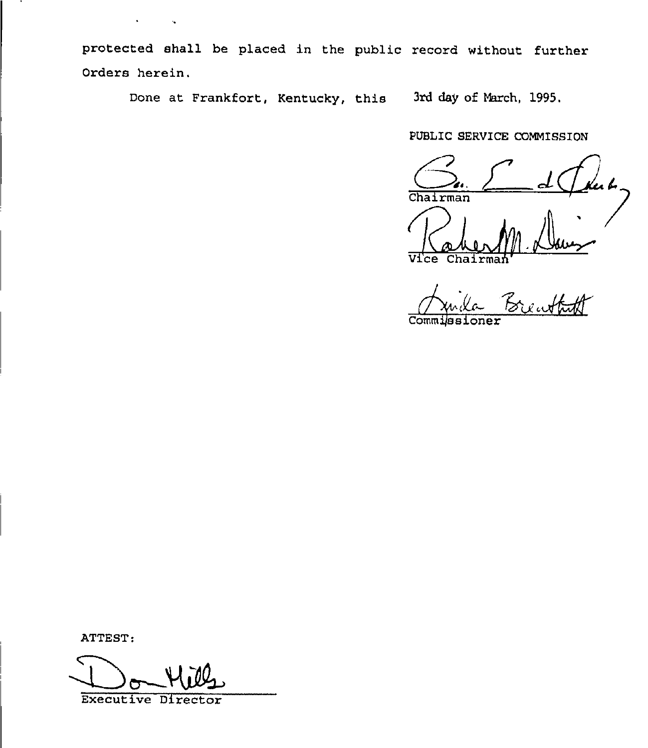protected shall be placed in the public record without further Orders herein.

Done at Frankfort, Kentucky, this 3rd day of March, 1995.

PUBLIC SERVICE COMMISSION

Chairman

Vice Chairman

Commissioner

ATTEST:

Executive Director